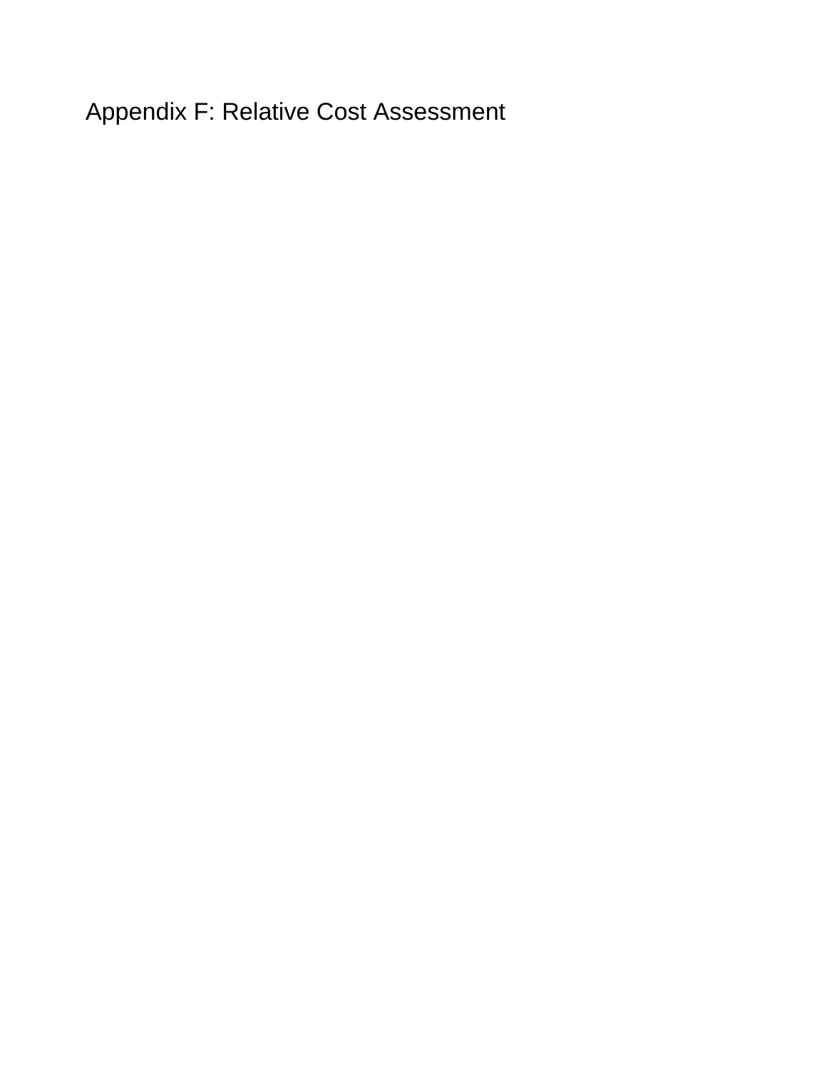# Appendix F: Relative Cost Assessment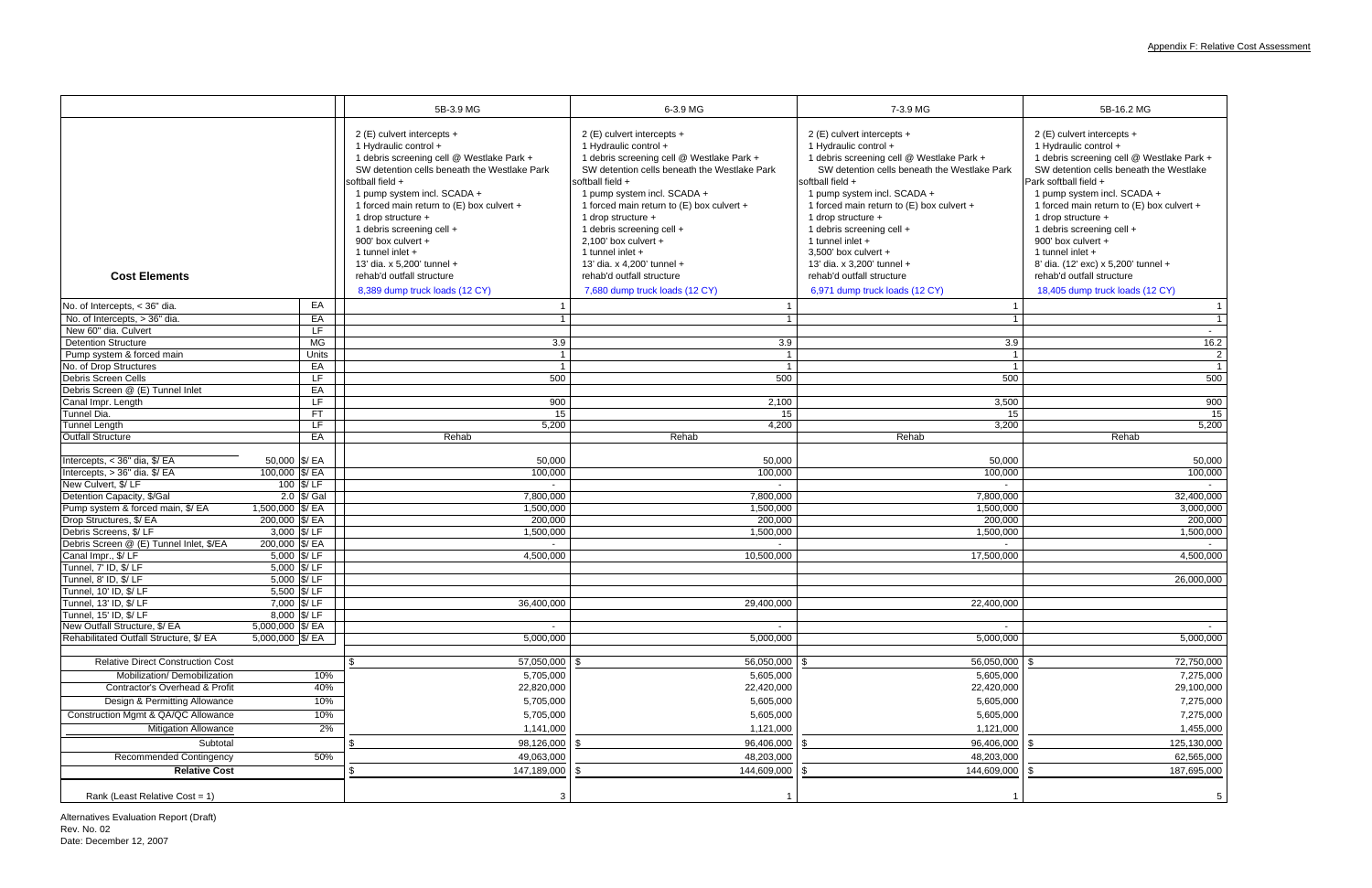Appendix F: Relative Cost Assessment

| Cost Elements | | | 5B-3.9 MG | 6-3.9 MG | 7-3.9 MG | 5B-16.2 MG |
|---|---|---|---|---|---|---|
| | | | 2 (E) culvert intercepts + 1 Hydraulic control + 1 debris screening cell @ Westlake Park + SW detention cells beneath the Westlake Park softball field + 1 pump system incl. SCADA + 1 forced main return to (E) box culvert + 1 drop structure + 1 debris screening cell + 900' box culvert + 1 tunnel inlet + 13' dia. x 5,200' tunnel + rehab'd outfall structure | 2 (E) culvert intercepts + 1 Hydraulic control + 1 debris screening cell @ Westlake Park + SW detention cells beneath the Westlake Park softball field + 1 pump system incl. SCADA + 1 forced main return to (E) box culvert + 1 drop structure + 1 debris screening cell + 2,100' box culvert + 1 tunnel inlet + 13' dia. x 4,200' tunnel + rehab'd outfall structure | 2 (E) culvert intercepts + 1 Hydraulic control + 1 debris screening cell @ Westlake Park + SW detention cells beneath the Westlake Park softball field + 1 pump system incl. SCADA + 1 forced main return to (E) box culvert + 1 drop structure + 1 debris screening cell + 3,500' box culvert + 1 tunnel inlet + 13' dia. x 3,200' tunnel + rehab'd outfall structure | 2 (E) culvert intercepts + 1 Hydraulic control + 1 debris screening cell @ Westlake Park + SW detention cells beneath the Westlake Park softball field + 1 pump system incl. SCADA + 1 forced main return to (E) box culvert + 1 drop structure + 1 debris screening cell + 900' box culvert + 1 tunnel inlet + 8' dia. (12' exc) x 5,200' tunnel + rehab'd outfall structure |
| | | | 8,389 dump truck loads (12 CY) | 7,680 dump truck loads (12 CY) | 6,971 dump truck loads (12 CY) | 18,405 dump truck loads (12 CY) |
| No. of Intercepts, < 36" dia. | | EA | 1 | 1 | 1 | 1 |
| No. of Intercepts, > 36" dia. | | EA | 1 | 1 | 1 | 1 |
| New 60" dia. Culvert | | LF | | | | - |
| Detention Structure | | MG | 3.9 | 3.9 | 3.9 | 16.2 |
| Pump system & forced main | | Units | 1 | 1 | 1 | 2 |
| No. of Drop Structures | | EA | 1 | 1 | 1 | 1 |
| Debris Screen Cells | | LF | 500 | 500 | 500 | 500 |
| Debris Screen @ (E) Tunnel Inlet | | EA | | | | |
| Canal Impr. Length | | LF | 900 | 2,100 | 3,500 | 900 |
| Tunnel Dia. | | FT | 15 | 15 | 15 | 15 |
| Tunnel Length | | LF | 5,200 | 4,200 | 3,200 | 5,200 |
| Outfall Structure | | EA | Rehab | Rehab | Rehab | Rehab |
| Intercepts, < 36" dia, $/ EA | 50,000 | $/ EA | 50,000 | 50,000 | 50,000 | 50,000 |
| Intercepts, > 36" dia. $/ EA | 100,000 | $/ EA | 100,000 | 100,000 | 100,000 | 100,000 |
| New Culvert, $/ LF | 100 | $/ LF | - | - | - | - |
| Detention Capacity, $/Gal | 2.0 | $/ Gal | 7,800,000 | 7,800,000 | 7,800,000 | 32,400,000 |
| Pump system & forced main, $/ EA | 1,500,000 | $/ EA | 1,500,000 | 1,500,000 | 1,500,000 | 3,000,000 |
| Drop Structures, $/ EA | 200,000 | $/ EA | 200,000 | 200,000 | 200,000 | 200,000 |
| Debris Screens, $/ LF | 3,000 | $/ LF | 1,500,000 | 1,500,000 | 1,500,000 | 1,500,000 |
| Debris Screen @ (E) Tunnel Inlet, $/EA | 200,000 | $/ EA | - | - | - | - |
| Canal Impr., $/ LF | 5,000 | $/ LF | 4,500,000 | 10,500,000 | 17,500,000 | 4,500,000 |
| Tunnel, 7' ID, $/ LF | 5,000 | $/ LF | | | | |
| Tunnel, 8' ID, $/ LF | 5,000 | $/ LF | | | | 26,000,000 |
| Tunnel, 10' ID, $/ LF | 5,500 | $/ LF | | | | |
| Tunnel, 13' ID, $/ LF | 7,000 | $/ LF | 36,400,000 | 29,400,000 | 22,400,000 | |
| Tunnel, 15' ID, $/ LF | 8,000 | $/ LF | | | | |
| New Outfall Structure, $/ EA | 5,000,000 | $/ EA | - | - | - | - |
| Rehabilitated Outfall Structure, $/ EA | 5,000,000 | $/ EA | 5,000,000 | 5,000,000 | 5,000,000 | 5,000,000 |
| Relative Direct Construction Cost | | | $ 57,050,000 | $ 56,050,000 | $ 56,050,000 | $ 72,750,000 |
| Mobilization/ Demobilization | | 10% | 5,705,000 | 5,605,000 | 5,605,000 | 7,275,000 |
| Contractor's Overhead & Profit | | 40% | 22,820,000 | 22,420,000 | 22,420,000 | 29,100,000 |
| Design & Permitting Allowance | | 10% | 5,705,000 | 5,605,000 | 5,605,000 | 7,275,000 |
| Construction Mgmt & QA/QC Allowance | | 10% | 5,705,000 | 5,605,000 | 5,605,000 | 7,275,000 |
| Mitigation Allowance | | 2% | 1,141,000 | 1,121,000 | 1,121,000 | 1,455,000 |
| Subtotal | | | $ 98,126,000 | $ 96,406,000 | $ 96,406,000 | $ 125,130,000 |
| Recommended Contingency | | 50% | 49,063,000 | 48,203,000 | 48,203,000 | 62,565,000 |
| **Relative Cost** | | | $ 147,189,000 | $ 144,609,000 | $ 144,609,000 | $ 187,695,000 |
| Rank (Least Relative Cost = 1) | | | 3 | 1 | 1 | 5 |

Alternatives Evaluation Report (Draft)
Rev. No. 02
Date: December 12, 2007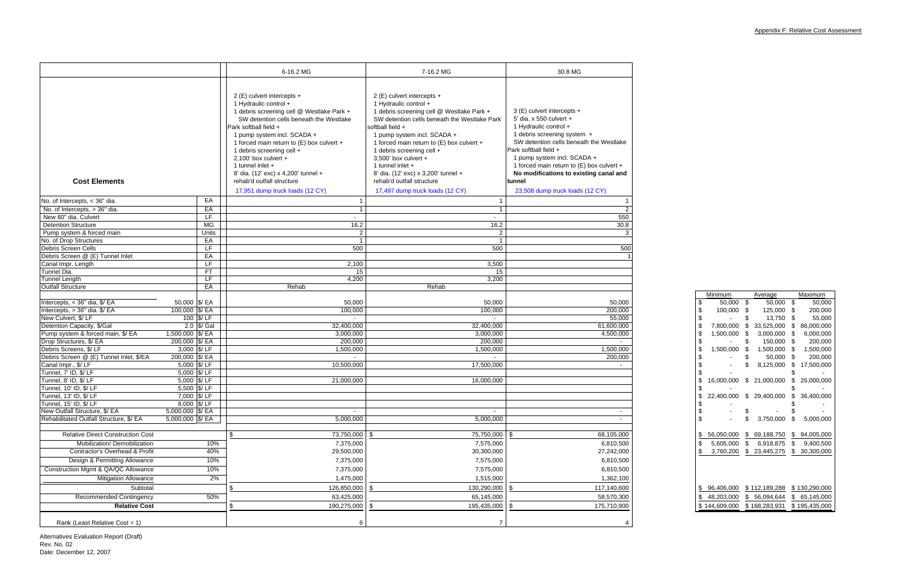Appendix F: Relative Cost Assessment

| Cost Elements | | | 6-16.2 MG | 7-16.2 MG | 30.8 MG |
|---|---|---|---|---|---|
| | | | 2 (E) culvert intercepts + 1 Hydraulic control + 1 debris screening cell @ Westlake Park + SW detention cells beneath the Westlake Park softball field + 1 pump system incl. SCADA + 1 forced main return to (E) box culvert + 1 debris screening cell + 2,100' box culvert + 1 tunnel inlet + 8' dia. (12' exc) x 4,200' tunnel + rehab'd outfall structure<br>17,951 dump truck loads (12 CY) | 2 (E) culvert intercepts + 1 Hydraulic control + 1 debris screening cell @ Westlake Park + SW detention cells beneath the Westlake Park softball field + 1 pump system incl. SCADA + 1 forced main return to (E) box culvert + 1 debris screening cell + 3,500' box culvert + 1 tunnel inlet + 8' dia. (12' exc) x 3,200' tunnel + rehab'd outfall structure<br>17,497 dump truck loads (12 CY) | 3 (E) culvert intercepts + 5' dia. x 550 culvert + 1 Hydraulic control + 1 debris screening system + SW detention cells beneath the Westlake Park softball field + 1 pump system incl. SCADA + 1 forced main return to (E) box culvert + **No modifications to existing canal and tunnel**<br>23,508 dump truck loads (12 CY) |
| No. of Intercepts, < 36" dia. | | EA | 1 | 1 | 1 |
| No. of Intercepts, > 36" dia. | | EA | 1 | 1 | 2 |
| New 60" dia. Culvert | | LF | - | - | 550 |
| Detention Structure | | MG | 16.2 | 16.2 | 30.8 |
| Pump system & forced main | | Units | 2 | 2 | 3 |
| No. of Drop Structures | | EA | 1 | 1 | |
| Debris Screen Cells | | LF | 500 | 500 | 500 |
| Debris Screen @ (E) Tunnel Inlet | | EA | | | 1 |
| Canal Impr. Length | | LF | 2,100 | 3,500 | |
| Tunnel Dia. | | FT | 15 | 15 | |
| Tunnel Length | | LF | 4,200 | 3,200 | |
| Outfall Structure | | EA | Rehab | Rehab | |
| Intercepts, < 36" dia, $/ EA | 50,000 | $/ EA | 50,000 | 50,000 | 50,000 |
| Intercepts, > 36" dia. $/ EA | 100,000 | $/ EA | 100,000 | 100,000 | 200,000 |
| New Culvert, $/ LF | 100 | $/ LF | - | - | 55,000 |
| Detention Capacity, $/Gal | 2.0 | $/ Gal | 32,400,000 | 32,400,000 | 61,600,000 |
| Pump system & forced main, $/ EA | 1,500,000 | $/ EA | 3,000,000 | 3,000,000 | 4,500,000 |
| Drop Structures, $/ EA | 200,000 | $/ EA | 200,000 | 200,000 | - |
| Debris Screens, $/ LF | 3,000 | $/ LF | 1,500,000 | 1,500,000 | 1,500,000 |
| Debris Screen @ (E) Tunnel Inlet, $/EA | 200,000 | $/ EA | - | - | 200,000 |
| Canal Impr., $/ LF | 5,000 | $/ LF | 10,500,000 | 17,500,000 | - |
| Tunnel, 7' ID, $/ LF | 5,000 | $/ LF | | | |
| Tunnel, 8' ID, $/ LF | 5,000 | $/ LF | 21,000,000 | 16,000,000 | |
| Tunnel, 10' ID, $/ LF | 5,500 | $/ LF | | | |
| Tunnel, 13' ID, $/ LF | 7,000 | $/ LF | | | |
| Tunnel, 15' ID, $/ LF | 8,000 | $/ LF | | | |
| New Outfall Structure, $/ EA | 5,000,000 | $/ EA | - | - | - |
| Rehabilitated Outfall Structure, $/ EA | 5,000,000 | $/ EA | 5,000,000 | 5,000,000 | - |
| Relative Direct Construction Cost | | | $ 73,750,000 | $ 75,750,000 | $ 68,105,000 |
| Mobilization/ Demobilization | | 10% | 7,375,000 | 7,575,000 | 6,810,500 |
| Contractor's Overhead & Profit | | 40% | 29,500,000 | 30,300,000 | 27,242,000 |
| Design & Permitting Allowance | | 10% | 7,375,000 | 7,575,000 | 6,810,500 |
| Construction Mgmt & QA/QC Allowance | | 10% | 7,375,000 | 7,575,000 | 6,810,500 |
| Mitigation Allowance | | 2% | 1,475,000 | 1,515,000 | 1,362,100 |
| Subtotal | | | $ 126,850,000 | $ 130,290,000 | $ 117,140,600 |
| Recommended Contingency | | 50% | 63,425,000 | 65,145,000 | 58,570,300 |
| **Relative Cost** | | | $ 190,275,000 | $ 195,435,000 | $ 175,710,900 |
| Rank (Least Relative Cost = 1) | | | 6 | 7 | 4 |

| | Minimum | Average | Maximum |
|---|---|---|---|
| Intercepts, < 36" dia, $/ EA | $ 50,000 | $ 50,000 | $ 50,000 |
| Intercepts, > 36" dia. $/ EA | $ 100,000 | $ 125,000 | $ 200,000 |
| New Culvert, $/ LF | $ - | $ 13,750 | $ 55,000 |
| Detention Capacity, $/Gal | $ 7,800,000 | $ 33,525,000 | $ 86,000,000 |
| Pump system & forced main, $/ EA | $ 1,500,000 | $ 3,000,000 | $ 6,000,000 |
| Drop Structures, $/ EA | $ - | $ 150,000 | $ 200,000 |
| Debris Screens, $/ LF | $ 1,500,000 | $ 1,500,000 | $ 1,500,000 |
| Debris Screen @ (E) Tunnel Inlet, $/EA | $ - | $ 50,000 | $ 200,000 |
| Canal Impr., $/ LF | $ - | $ 8,125,000 | $ 17,500,000 |
| Tunnel, 7' ID, $/ LF | $ - | | $ - |
| Tunnel, 8' ID, $/ LF | $ 16,000,000 | $ 21,000,000 | $ 26,000,000 |
| Tunnel, 10' ID, $/ LF | $ - | | $ - |
| Tunnel, 13' ID, $/ LF | $ 22,400,000 | $ 29,400,000 | $ 36,400,000 |
| Tunnel, 15' ID, $/ LF | $ - | | $ - |
| New Outfall Structure, $/ EA | $ - | $ - | $ - |
| Rehabilitated Outfall Structure, $/ EA | $ - | $ 3,750,000 | $ 5,000,000 |
| Relative Direct Construction Cost | $ 56,050,000 | $ 69,188,750 | $ 94,005,000 |
| Mobilization/ Demobilization | $ 5,605,000 | $ 6,918,875 | $ 9,400,500 |
| Contractor's Overhead & Profit | $ 3,760,200 | $ 23,445,275 | $ 30,300,000 |
| Subtotal | $ 96,406,000 | $ 112,189,288 | $ 130,290,000 |
| Recommended Contingency | $ 48,203,000 | $ 56,094,644 | $ 65,145,000 |
| Relative Cost | $ 144,609,000 | $ 168,283,931 | $ 195,435,000 |

Alternatives Evaluation Report (Draft)
Rev. No. 02
Date: December 12, 2007